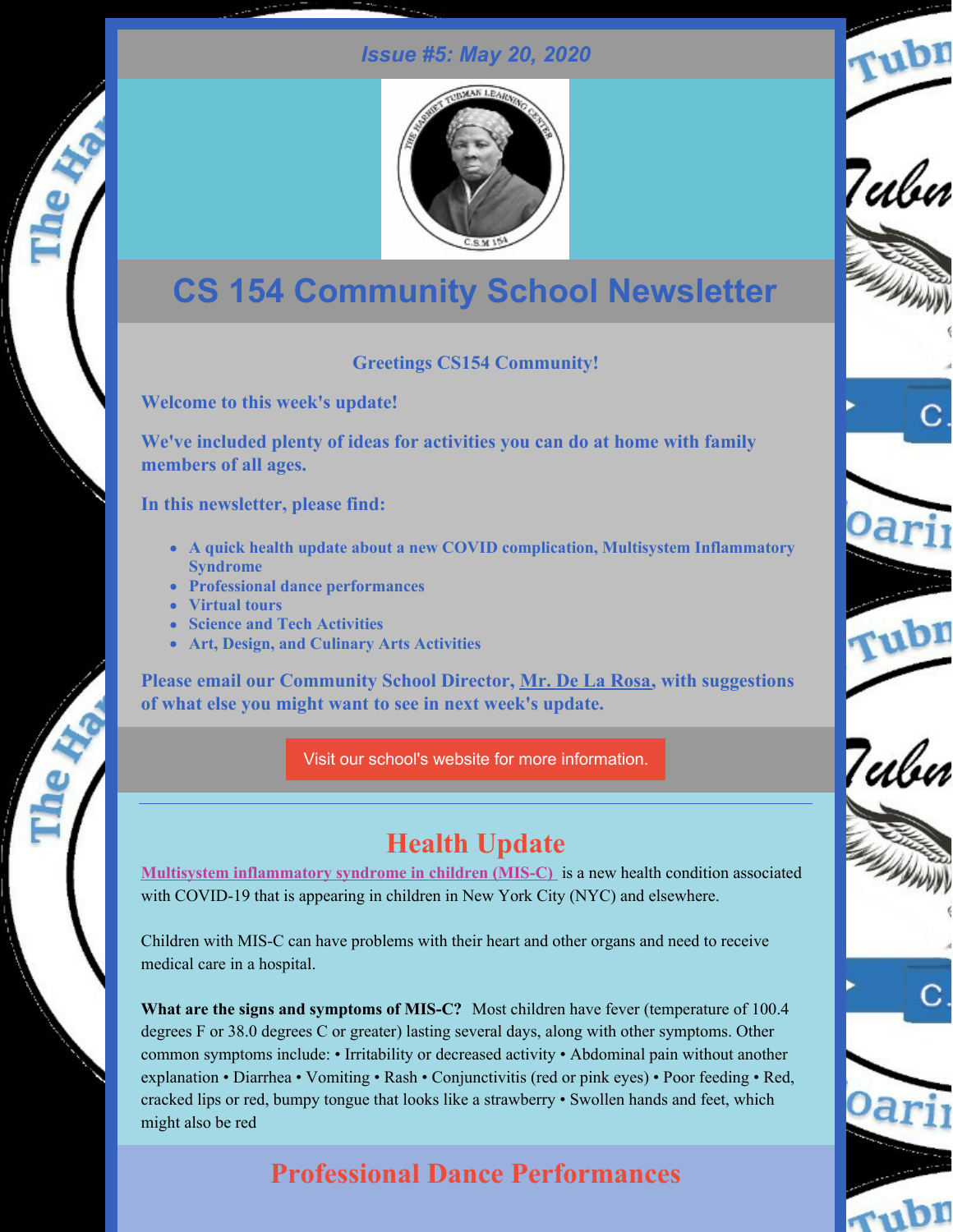*Issue #5: May 20, 2020*

# CS 154 Community School Newsletter

**Greetings CS154 Community!**

**Welcome to this week's update!**

**We've included plenty of ideas for activities you can do at home with family members of all ages.**

**In this newsletter, please find:**

- **A quick health update about a new COVID complication, Multisystem Inflammatory Syndrome**
- **Professional dance performances**
- **Virtual tours**
- **Science and Tech Activities**
- **Art, Design, and Culinary Arts Activities**

**Please email our Community School Director, Mr. De La Rosa, with suggestions of what else you might want to see in next week's update.**

Visit our school's website for more information.

---

## Health Update

**Multisystem inflammatory syndrome in children (MIS-C)** is a new health condition associated with COVID-19 that is appearing in children in New York City (NYC) and elsewhere.

Children with MIS-C can have problems with their heart and other organs and need to receive medical care in a hospital.

**What are the signs and symptoms of MIS-C?** Most children have fever (temperature of 100.4 degrees F or 38.0 degrees C or greater) lasting several days, along with other symptoms. Other common symptoms include: • Irritability or decreased activity • Abdominal pain without another explanation • Diarrhea • Vomiting • Rash • Conjunctivitis (red or pink eyes) • Poor feeding • Red, cracked lips or red, bumpy tongue that looks like a strawberry • Swollen hands and feet, which might also be red

## Professional Dance Performances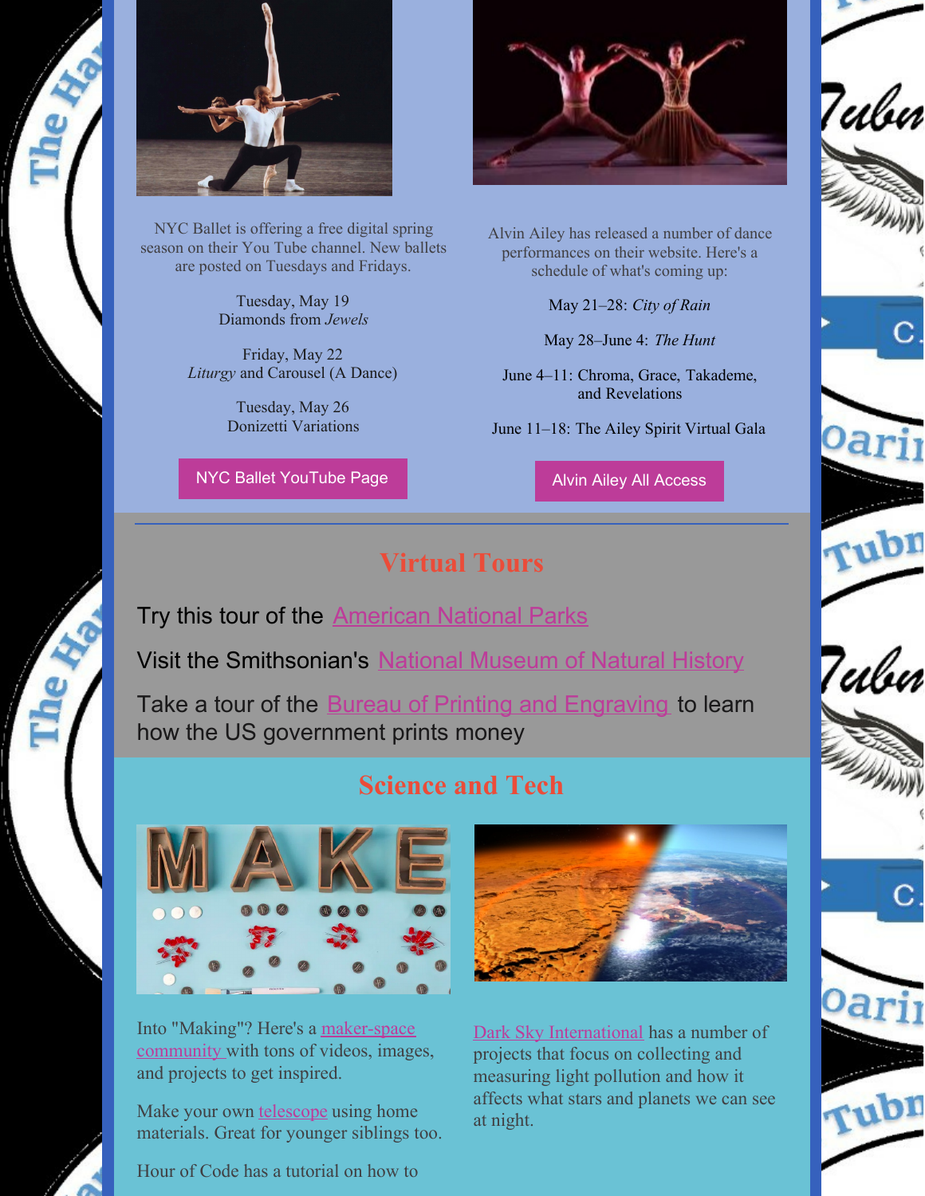NYC Ballet is offering a free digital spring season on their You Tube channel. New ballets are posted on Tuesdays and Fridays.

Tuesday, May 19
Diamonds from *Jewels*

Friday, May 22
*Liturgy* and Carousel (A Dance)

Tuesday, May 26
Donizetti Variations

NYC Ballet YouTube Page

Alvin Ailey has released a number of dance performances on their website. Here's a schedule of what's coming up:

May 21–28: *City of Rain*

May 28–June 4: *The Hunt*

June 4–11: Chroma, Grace, Takademe, and Revelations

June 11–18: The Ailey Spirit Virtual Gala

Alvin Ailey All Access

## Virtual Tours

Try this tour of the American National Parks

Visit the Smithsonian's National Museum of Natural History

Take a tour of the Bureau of Printing and Engraving to learn how the US government prints money

## Science and Tech

Into "Making"? Here's a maker-space community with tons of videos, images, and projects to get inspired.

Make your own telescope using home materials. Great for younger siblings too.

Hour of Code has a tutorial on how to

Dark Sky International has a number of projects that focus on collecting and measuring light pollution and how it affects what stars and planets we can see at night.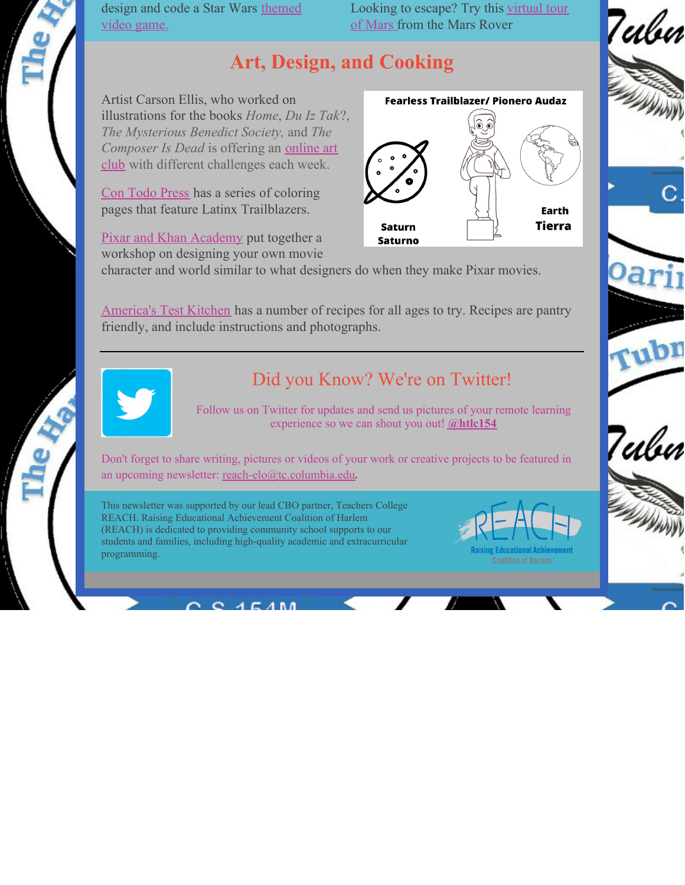design and code a Star Wars themed video game.

Looking to escape? Try this virtual tour of Mars from the Mars Rover

## Art, Design, and Cooking

Artist Carson Ellis, who worked on illustrations for the books *Home*, *Du Iz Tak*?, *The Mysterious Benedict Society,* and *The Composer Is Dead* is offering an online art club with different challenges each week.

Con Todo Press has a series of coloring pages that feature Latinx Trailblazers.

Fearless Trailblazer/ Pionero Audaz

Saturn
Saturno

Earth
Tierra

Pixar and Khan Academy put together a workshop on designing your own movie character and world similar to what designers do when they make Pixar movies.

America's Test Kitchen has a number of recipes for all ages to try. Recipes are pantry friendly, and include instructions and photographs.

---

## Did you Know? We're on Twitter!

Follow us on Twitter for updates and send us pictures of your remote learning experience so we can shout you out! **@htlc154**

Don't forget to share writing, pictures or videos of your work or creative projects to be featured in an upcoming newsletter: reach-elo@tc.columbia.edu**.**

This newsletter was supported by our lead CBO partner, Teachers College REACH. Raising Educational Achievement Coalition of Harlem (REACH) is dedicated to providing community school supports to our students and families, including high-quality academic and extracurricular programming.

REACH
Raising Educational Achievement
Coalition of Harlem